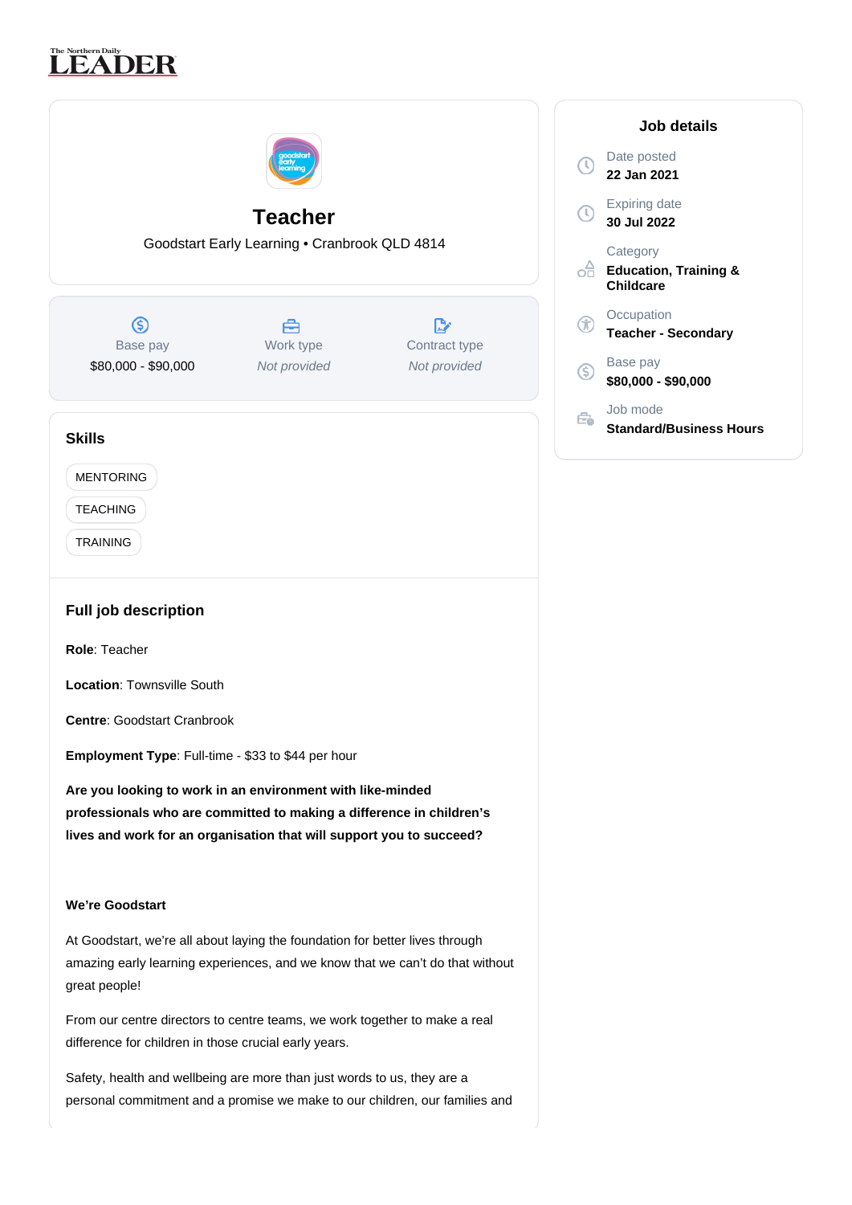The Northern Daily LEADER

# Teacher

Goodstart Early Learning • Cranbrook QLD 4814

| Base pay | Work type | Contract type |
|---|---|---|
| $80,000 - $90,000 | *Not provided* | *Not provided* |

## Job details

Date posted
**22 Jan 2021**

Expiring date
**30 Jul 2022**

Category
**Education, Training & Childcare**

Occupation
**Teacher - Secondary**

Base pay
**$80,000 - $90,000**

Job mode
**Standard/Business Hours**

## Skills

- MENTORING
- TEACHING
- TRAINING

## Full job description

**Role**: Teacher

**Location**: Townsville South

**Centre**: Goodstart Cranbrook

**Employment Type**: Full-time - $33 to $44 per hour

**Are you looking to work in an environment with like-minded professionals who are committed to making a difference in children's lives and work for an organisation that will support you to succeed?**

**We're Goodstart**

At Goodstart, we're all about laying the foundation for better lives through amazing early learning experiences, and we know that we can't do that without great people!

From our centre directors to centre teams, we work together to make a real difference for children in those crucial early years.

Safety, health and wellbeing are more than just words to us, they are a personal commitment and a promise we make to our children, our families and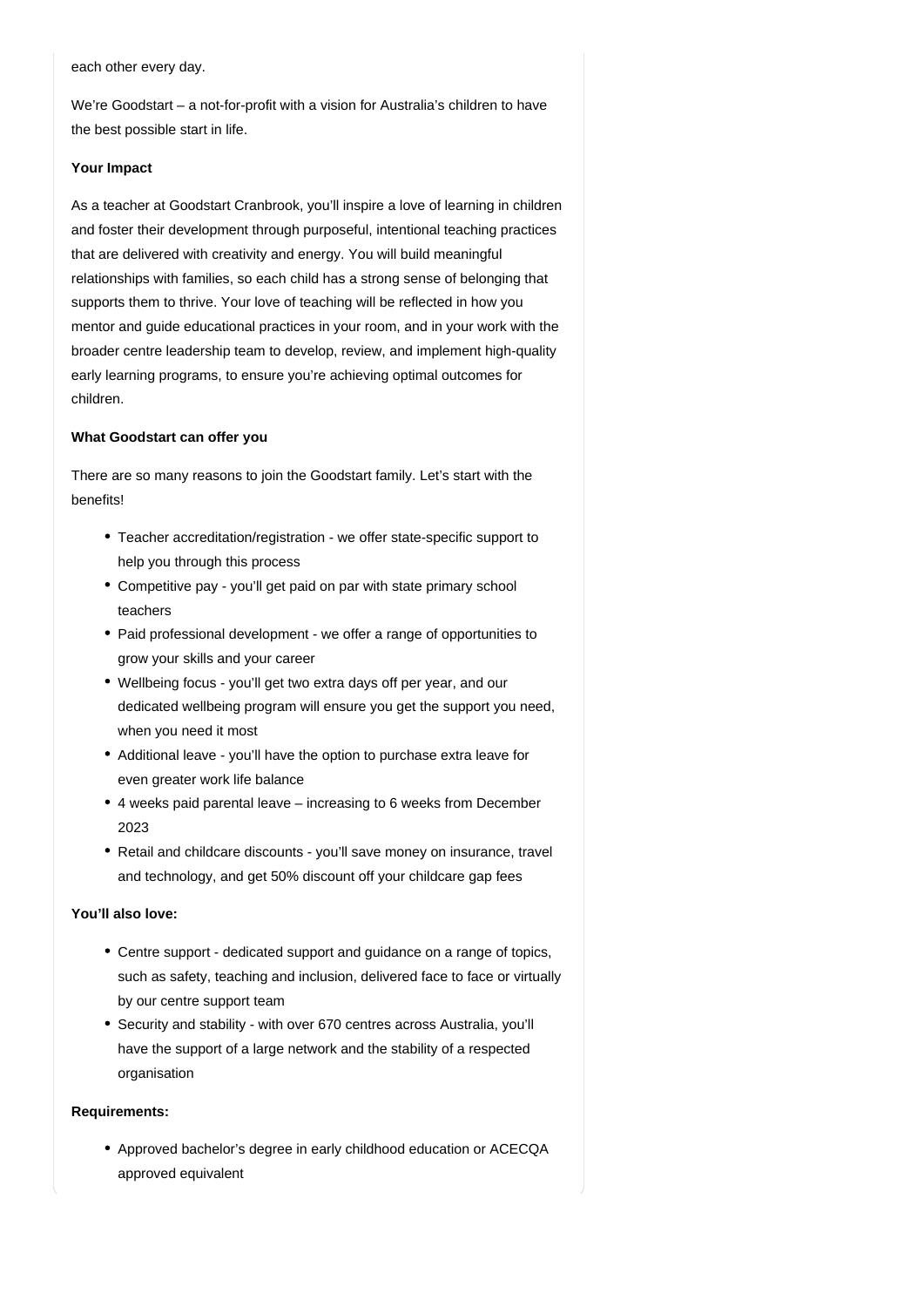each other every day.

We're Goodstart – a not-for-profit with a vision for Australia's children to have the best possible start in life.

**Your Impact**

As a teacher at Goodstart Cranbrook, you'll inspire a love of learning in children and foster their development through purposeful, intentional teaching practices that are delivered with creativity and energy. You will build meaningful relationships with families, so each child has a strong sense of belonging that supports them to thrive. Your love of teaching will be reflected in how you mentor and guide educational practices in your room, and in your work with the broader centre leadership team to develop, review, and implement high-quality early learning programs, to ensure you're achieving optimal outcomes for children.

**What Goodstart can offer you**

There are so many reasons to join the Goodstart family. Let's start with the benefits!

- Teacher accreditation/registration - we offer state-specific support to help you through this process
- Competitive pay - you'll get paid on par with state primary school teachers
- Paid professional development - we offer a range of opportunities to grow your skills and your career
- Wellbeing focus - you'll get two extra days off per year, and our dedicated wellbeing program will ensure you get the support you need, when you need it most
- Additional leave - you'll have the option to purchase extra leave for even greater work life balance
- 4 weeks paid parental leave – increasing to 6 weeks from December 2023
- Retail and childcare discounts - you'll save money on insurance, travel and technology, and get 50% discount off your childcare gap fees

**You'll also love:**

- Centre support - dedicated support and guidance on a range of topics, such as safety, teaching and inclusion, delivered face to face or virtually by our centre support team
- Security and stability - with over 670 centres across Australia, you'll have the support of a large network and the stability of a respected organisation

**Requirements:**

- Approved bachelor's degree in early childhood education or ACECQA approved equivalent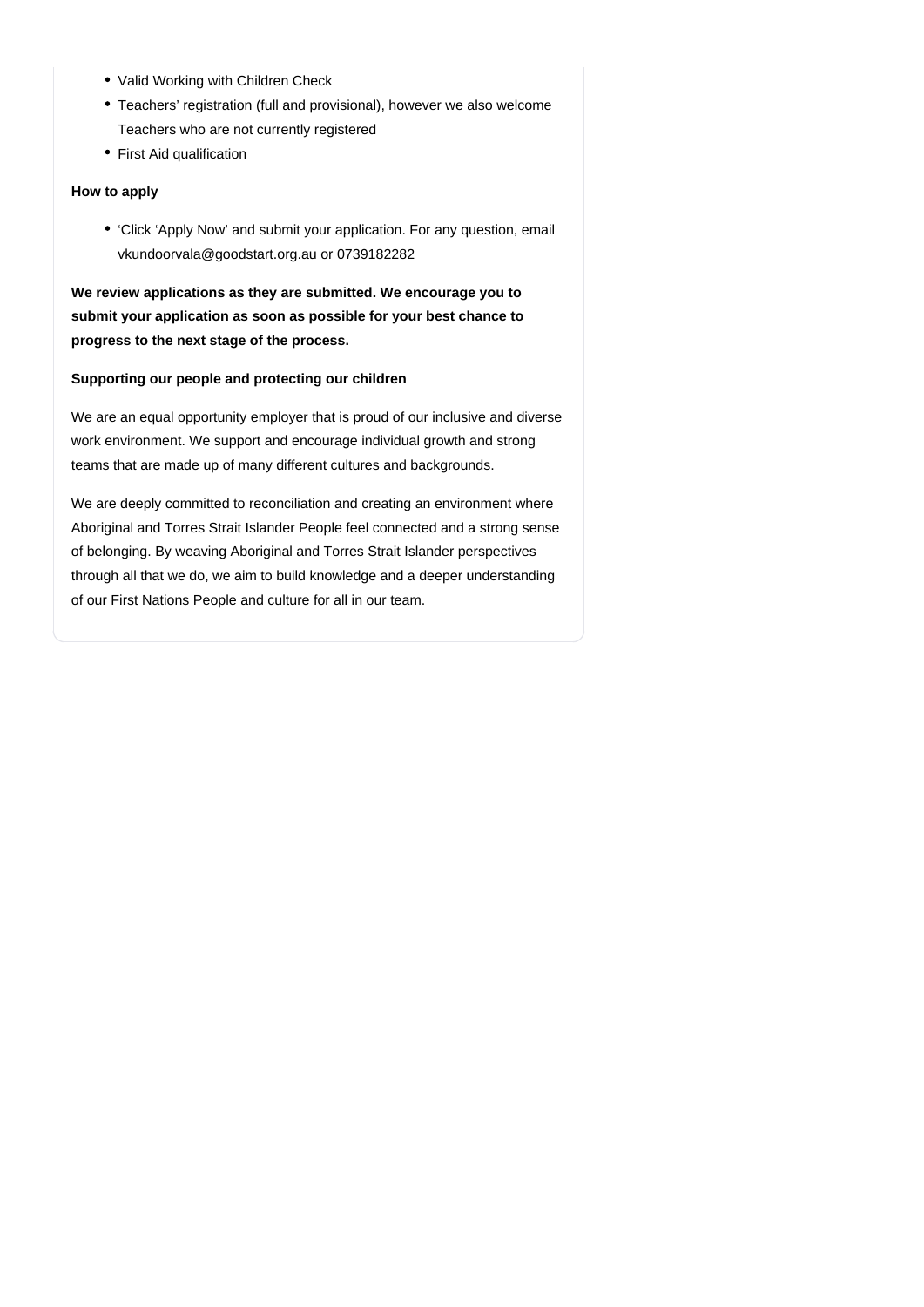- Valid Working with Children Check
- Teachers' registration (full and provisional), however we also welcome Teachers who are not currently registered
- First Aid qualification

**How to apply**

- 'Click 'Apply Now' and submit your application. For any question, email vkundoorvala@goodstart.org.au or 0739182282

**We review applications as they are submitted. We encourage you to submit your application as soon as possible for your best chance to progress to the next stage of the process.**

**Supporting our people and protecting our children**

We are an equal opportunity employer that is proud of our inclusive and diverse work environment. We support and encourage individual growth and strong teams that are made up of many different cultures and backgrounds.

We are deeply committed to reconciliation and creating an environment where Aboriginal and Torres Strait Islander People feel connected and a strong sense of belonging. By weaving Aboriginal and Torres Strait Islander perspectives through all that we do, we aim to build knowledge and a deeper understanding of our First Nations People and culture for all in our team.